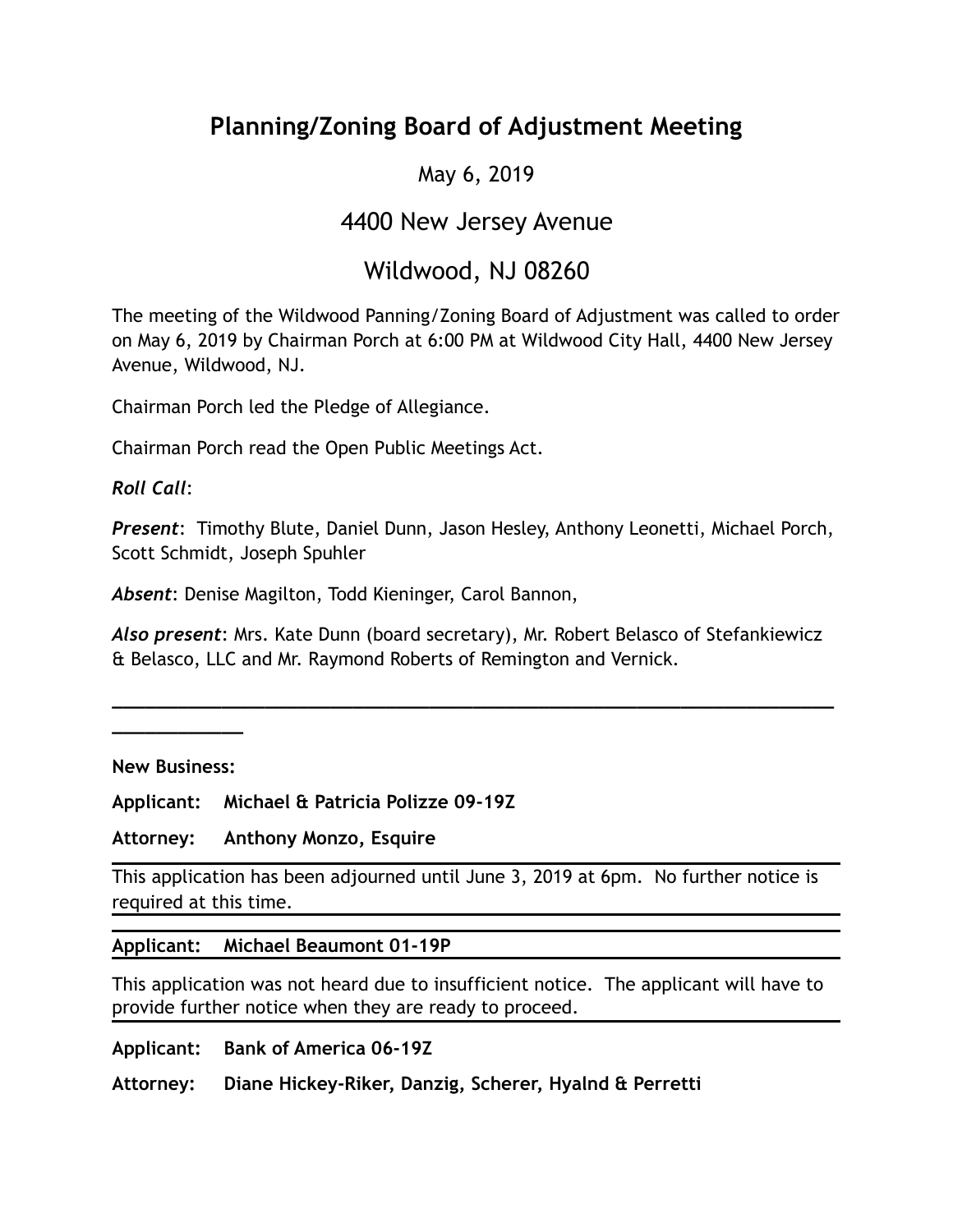# Planning/Zoning Board of Adjustment Meeting

May 6, 2019

## 4400 New Jersey Avenue

## Wildwood, NJ 08260

The meeting of the Wildwood Panning/Zoning Board of Adjustment was called to order on May 6, 2019 by Chairman Porch at 6:00 PM at Wildwood City Hall, 4400 New Jersey Avenue, Wildwood, NJ.

Chairman Porch led the Pledge of Allegiance.

Chairman Porch read the Open Public Meetings Act.

***Roll Call***:

***Present***: Timothy Blute, Daniel Dunn, Jason Hesley, Anthony Leonetti, Michael Porch, Scott Schmidt, Joseph Spuhler

***Absent***: Denise Magilton, Todd Kieninger, Carol Bannon,

***Also present***: Mrs. Kate Dunn (board secretary), Mr. Robert Belasco of Stefankiewicz & Belasco, LLC and Mr. Raymond Roberts of Remington and Vernick.

---

**New Business:**

**Applicant: Michael & Patricia Polizze 09-19Z**

**Attorney: Anthony Monzo, Esquire**

This application has been adjourned until June 3, 2019 at 6pm. No further notice is required at this time.

**Applicant: Michael Beaumont 01-19P**

This application was not heard due to insufficient notice. The applicant will have to provide further notice when they are ready to proceed.

**Applicant: Bank of America 06-19Z**

**Attorney: Diane Hickey-Riker, Danzig, Scherer, Hyalnd & Perretti**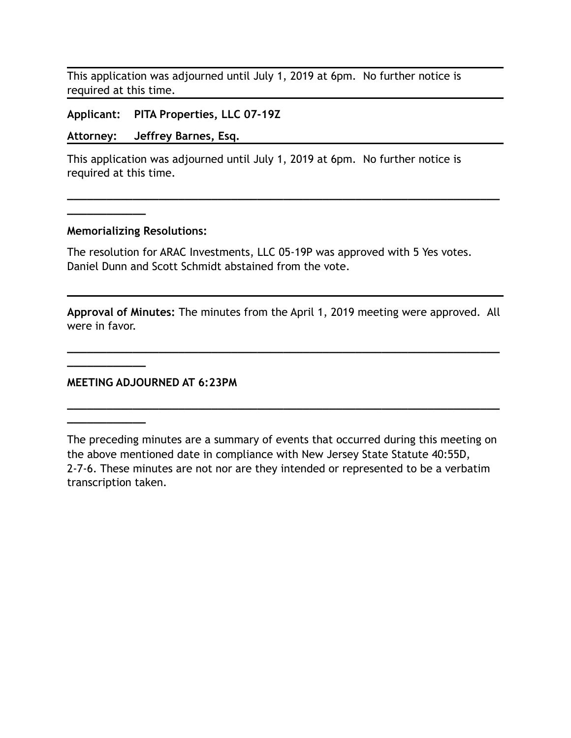This application was adjourned until July 1, 2019 at 6pm. No further notice is required at this time.

---

**Applicant: PITA Properties, LLC 07-19Z**

**Attorney: Jeffrey Barnes, Esq.**

---

This application was adjourned until July 1, 2019 at 6pm. No further notice is required at this time.

---

**Memorializing Resolutions:**

The resolution for ARAC Investments, LLC 05-19P was approved with 5 Yes votes. Daniel Dunn and Scott Schmidt abstained from the vote.

---

**Approval of Minutes:** The minutes from the April 1, 2019 meeting were approved. All were in favor.

---

**MEETING ADJOURNED AT 6:23PM**

---

The preceding minutes are a summary of events that occurred during this meeting on the above mentioned date in compliance with New Jersey State Statute 40:55D, 2-7-6. These minutes are not nor are they intended or represented to be a verbatim transcription taken.